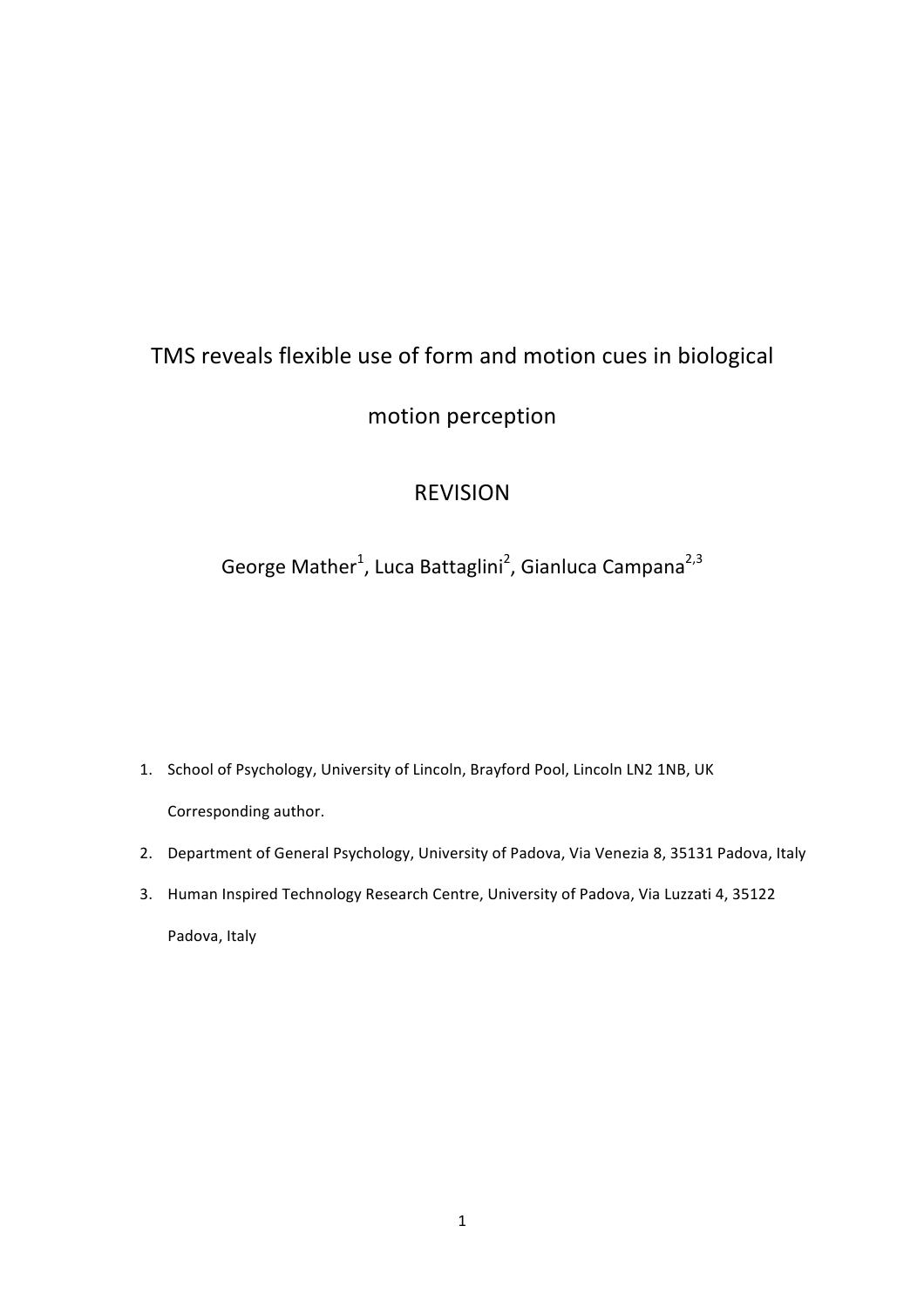# TMS reveals flexible use of form and motion cues in biological motion perception

REVISION

George Mather[1], Luca Battaglini[2], Gianluca Campana[2,3]

1. School of Psychology, University of Lincoln, Brayford Pool, Lincoln LN2 1NB, UK

   Corresponding author.

2. Department of General Psychology, University of Padova, Via Venezia 8, 35131 Padova, Italy

3. Human Inspired Technology Research Centre, University of Padova, Via Luzzati 4, 35122 Padova, Italy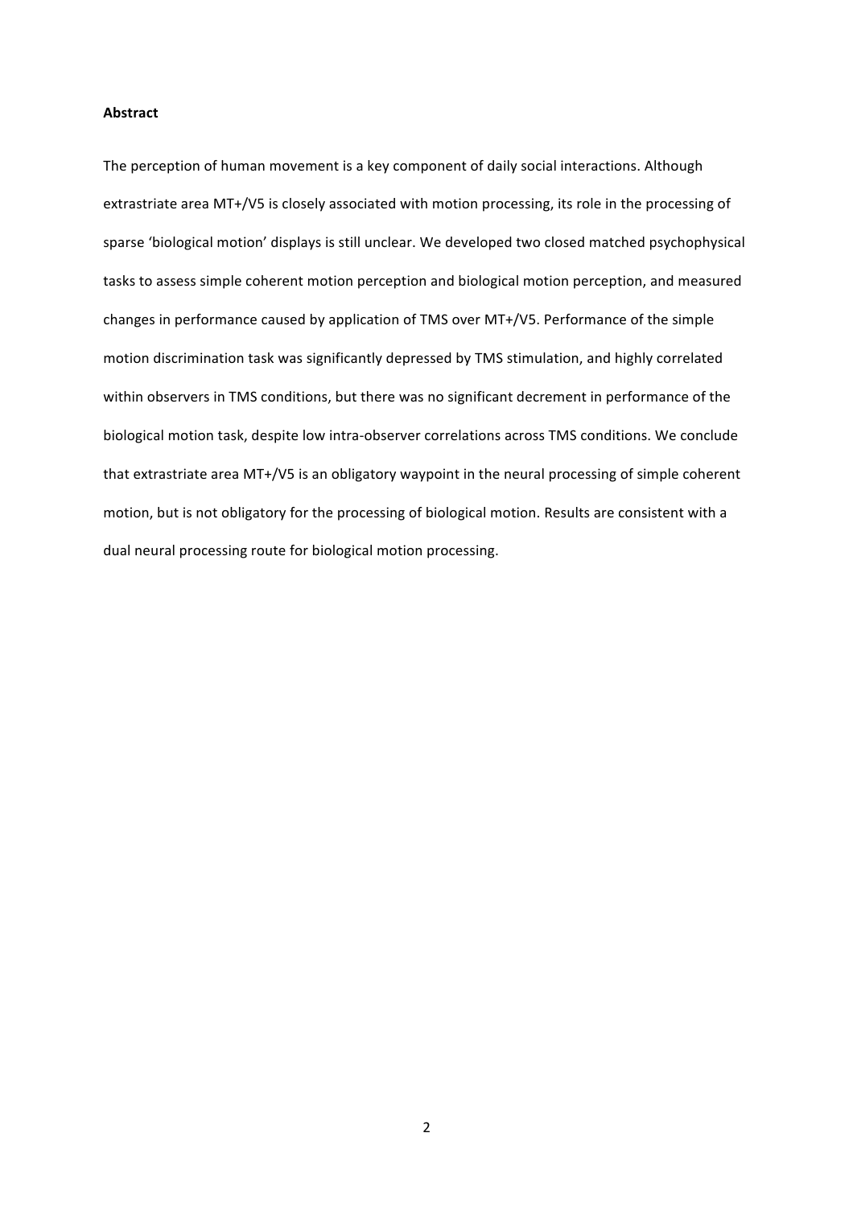**Abstract**

The perception of human movement is a key component of daily social interactions. Although extrastriate area MT+/V5 is closely associated with motion processing, its role in the processing of sparse 'biological motion' displays is still unclear. We developed two closed matched psychophysical tasks to assess simple coherent motion perception and biological motion perception, and measured changes in performance caused by application of TMS over MT+/V5. Performance of the simple motion discrimination task was significantly depressed by TMS stimulation, and highly correlated within observers in TMS conditions, but there was no significant decrement in performance of the biological motion task, despite low intra-observer correlations across TMS conditions. We conclude that extrastriate area MT+/V5 is an obligatory waypoint in the neural processing of simple coherent motion, but is not obligatory for the processing of biological motion. Results are consistent with a dual neural processing route for biological motion processing.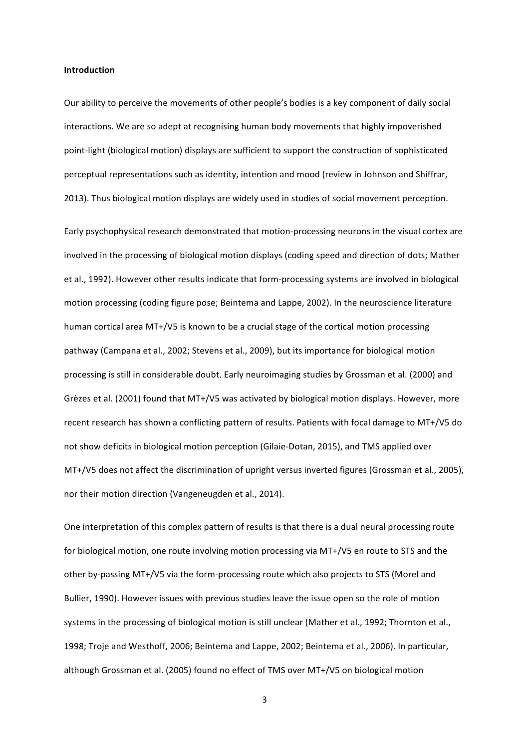**Introduction**

Our ability to perceive the movements of other people's bodies is a key component of daily social interactions. We are so adept at recognising human body movements that highly impoverished point-light (biological motion) displays are sufficient to support the construction of sophisticated perceptual representations such as identity, intention and mood (review in Johnson and Shiffrar, 2013). Thus biological motion displays are widely used in studies of social movement perception.

Early psychophysical research demonstrated that motion-processing neurons in the visual cortex are involved in the processing of biological motion displays (coding speed and direction of dots; Mather et al., 1992). However other results indicate that form-processing systems are involved in biological motion processing (coding figure pose; Beintema and Lappe, 2002). In the neuroscience literature human cortical area MT+/V5 is known to be a crucial stage of the cortical motion processing pathway (Campana et al., 2002; Stevens et al., 2009), but its importance for biological motion processing is still in considerable doubt. Early neuroimaging studies by Grossman et al. (2000) and Grèzes et al. (2001) found that MT+/V5 was activated by biological motion displays. However, more recent research has shown a conflicting pattern of results. Patients with focal damage to MT+/V5 do not show deficits in biological motion perception (Gilaie-Dotan, 2015), and TMS applied over MT+/V5 does not affect the discrimination of upright versus inverted figures (Grossman et al., 2005), nor their motion direction (Vangeneugden et al., 2014).

One interpretation of this complex pattern of results is that there is a dual neural processing route for biological motion, one route involving motion processing via MT+/V5 en route to STS and the other by-passing MT+/V5 via the form-processing route which also projects to STS (Morel and Bullier, 1990). However issues with previous studies leave the issue open so the role of motion systems in the processing of biological motion is still unclear (Mather et al., 1992; Thornton et al., 1998; Troje and Westhoff, 2006; Beintema and Lappe, 2002; Beintema et al., 2006). In particular, although Grossman et al. (2005) found no effect of TMS over MT+/V5 on biological motion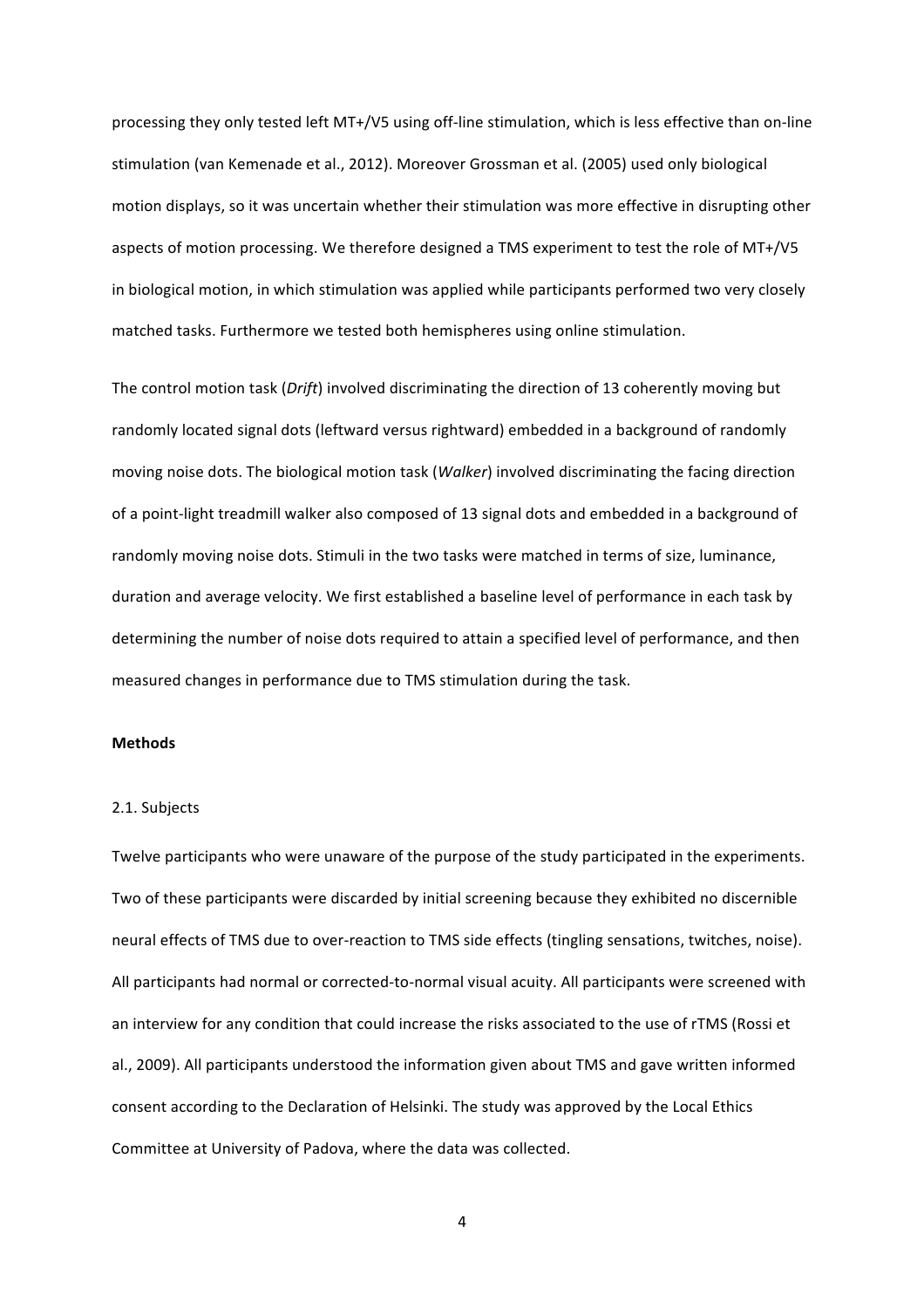processing they only tested left MT+/V5 using off-line stimulation, which is less effective than on-line stimulation (van Kemenade et al., 2012). Moreover Grossman et al. (2005) used only biological motion displays, so it was uncertain whether their stimulation was more effective in disrupting other aspects of motion processing. We therefore designed a TMS experiment to test the role of MT+/V5 in biological motion, in which stimulation was applied while participants performed two very closely matched tasks. Furthermore we tested both hemispheres using online stimulation.

The control motion task (*Drift*) involved discriminating the direction of 13 coherently moving but randomly located signal dots (leftward versus rightward) embedded in a background of randomly moving noise dots. The biological motion task (*Walker*) involved discriminating the facing direction of a point-light treadmill walker also composed of 13 signal dots and embedded in a background of randomly moving noise dots. Stimuli in the two tasks were matched in terms of size, luminance, duration and average velocity. We first established a baseline level of performance in each task by determining the number of noise dots required to attain a specified level of performance, and then measured changes in performance due to TMS stimulation during the task.

## Methods

### 2.1. Subjects

Twelve participants who were unaware of the purpose of the study participated in the experiments. Two of these participants were discarded by initial screening because they exhibited no discernible neural effects of TMS due to over-reaction to TMS side effects (tingling sensations, twitches, noise). All participants had normal or corrected-to-normal visual acuity. All participants were screened with an interview for any condition that could increase the risks associated to the use of rTMS (Rossi et al., 2009). All participants understood the information given about TMS and gave written informed consent according to the Declaration of Helsinki. The study was approved by the Local Ethics Committee at University of Padova, where the data was collected.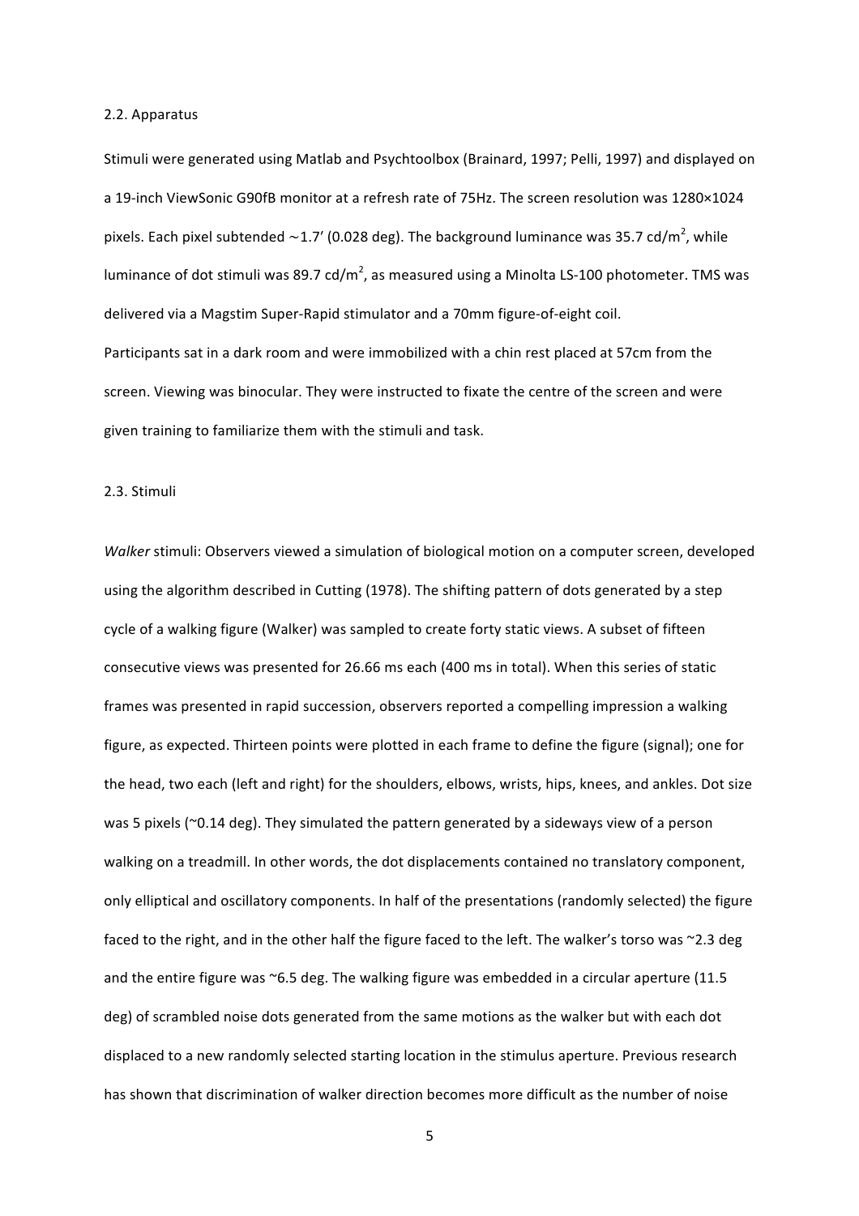2.2. Apparatus

Stimuli were generated using Matlab and Psychtoolbox (Brainard, 1997; Pelli, 1997) and displayed on a 19-inch ViewSonic G90fB monitor at a refresh rate of 75Hz. The screen resolution was 1280×1024 pixels. Each pixel subtended ~1.7′ (0.028 deg). The background luminance was 35.7 cd/m$^2$, while luminance of dot stimuli was 89.7 cd/m$^2$, as measured using a Minolta LS-100 photometer. TMS was delivered via a Magstim Super-Rapid stimulator and a 70mm figure-of-eight coil.

Participants sat in a dark room and were immobilized with a chin rest placed at 57cm from the screen. Viewing was binocular. They were instructed to fixate the centre of the screen and were given training to familiarize them with the stimuli and task.

2.3. Stimuli

*Walker* stimuli: Observers viewed a simulation of biological motion on a computer screen, developed using the algorithm described in Cutting (1978). The shifting pattern of dots generated by a step cycle of a walking figure (Walker) was sampled to create forty static views. A subset of fifteen consecutive views was presented for 26.66 ms each (400 ms in total). When this series of static frames was presented in rapid succession, observers reported a compelling impression a walking figure, as expected. Thirteen points were plotted in each frame to define the figure (signal); one for the head, two each (left and right) for the shoulders, elbows, wrists, hips, knees, and ankles. Dot size was 5 pixels (~0.14 deg). They simulated the pattern generated by a sideways view of a person walking on a treadmill. In other words, the dot displacements contained no translatory component, only elliptical and oscillatory components. In half of the presentations (randomly selected) the figure faced to the right, and in the other half the figure faced to the left. The walker's torso was ~2.3 deg and the entire figure was ~6.5 deg. The walking figure was embedded in a circular aperture (11.5 deg) of scrambled noise dots generated from the same motions as the walker but with each dot displaced to a new randomly selected starting location in the stimulus aperture. Previous research has shown that discrimination of walker direction becomes more difficult as the number of noise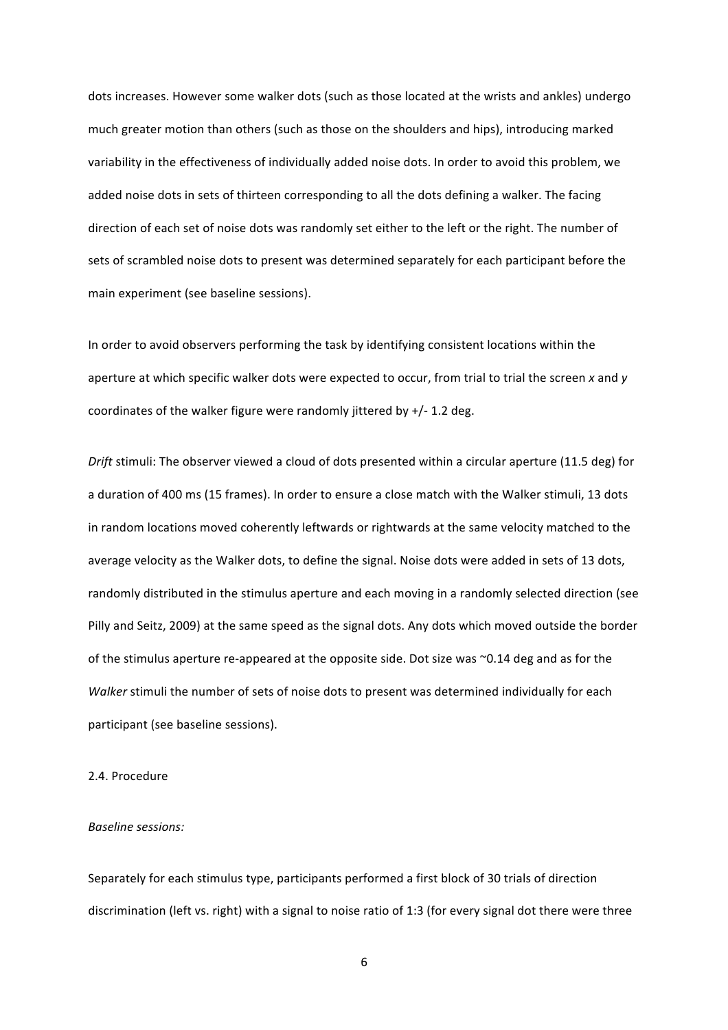dots increases. However some walker dots (such as those located at the wrists and ankles) undergo much greater motion than others (such as those on the shoulders and hips), introducing marked variability in the effectiveness of individually added noise dots. In order to avoid this problem, we added noise dots in sets of thirteen corresponding to all the dots defining a walker. The facing direction of each set of noise dots was randomly set either to the left or the right. The number of sets of scrambled noise dots to present was determined separately for each participant before the main experiment (see baseline sessions).

In order to avoid observers performing the task by identifying consistent locations within the aperture at which specific walker dots were expected to occur, from trial to trial the screen *x* and *y* coordinates of the walker figure were randomly jittered by +/- 1.2 deg.

*Drift* stimuli: The observer viewed a cloud of dots presented within a circular aperture (11.5 deg) for a duration of 400 ms (15 frames). In order to ensure a close match with the Walker stimuli, 13 dots in random locations moved coherently leftwards or rightwards at the same velocity matched to the average velocity as the Walker dots, to define the signal. Noise dots were added in sets of 13 dots, randomly distributed in the stimulus aperture and each moving in a randomly selected direction (see Pilly and Seitz, 2009) at the same speed as the signal dots. Any dots which moved outside the border of the stimulus aperture re-appeared at the opposite side. Dot size was ~0.14 deg and as for the *Walker* stimuli the number of sets of noise dots to present was determined individually for each participant (see baseline sessions).

2.4. Procedure

*Baseline sessions:*

Separately for each stimulus type, participants performed a first block of 30 trials of direction discrimination (left vs. right) with a signal to noise ratio of 1:3 (for every signal dot there were three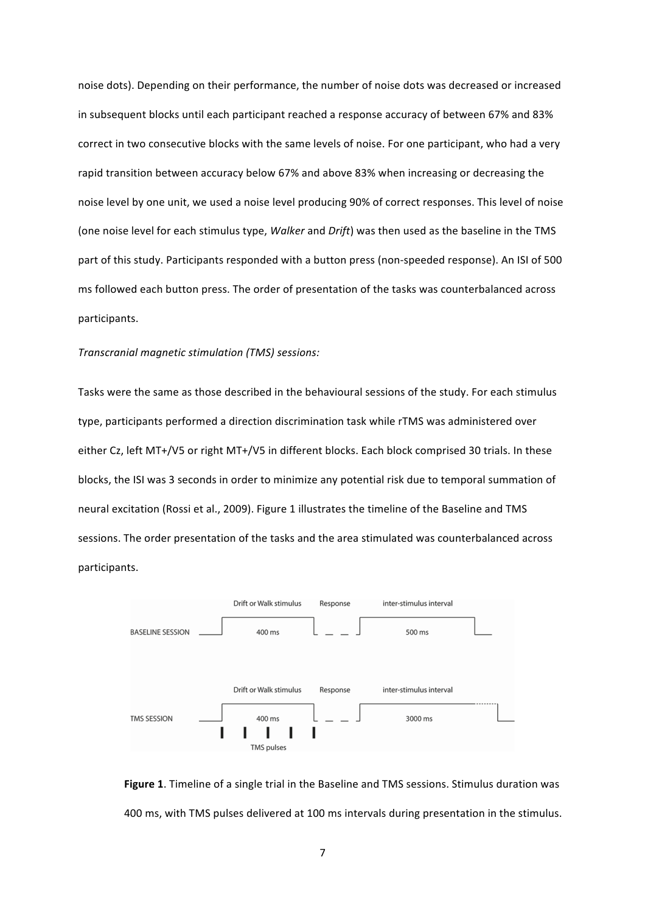noise dots). Depending on their performance, the number of noise dots was decreased or increased in subsequent blocks until each participant reached a response accuracy of between 67% and 83% correct in two consecutive blocks with the same levels of noise. For one participant, who had a very rapid transition between accuracy below 67% and above 83% when increasing or decreasing the noise level by one unit, we used a noise level producing 90% of correct responses. This level of noise (one noise level for each stimulus type, *Walker* and *Drift*) was then used as the baseline in the TMS part of this study. Participants responded with a button press (non-speeded response). An ISI of 500 ms followed each button press. The order of presentation of the tasks was counterbalanced across participants.

*Transcranial magnetic stimulation (TMS) sessions:*

Tasks were the same as those described in the behavioural sessions of the study. For each stimulus type, participants performed a direction discrimination task while rTMS was administered over either Cz, left MT+/V5 or right MT+/V5 in different blocks. Each block comprised 30 trials. In these blocks, the ISI was 3 seconds in order to minimize any potential risk due to temporal summation of neural excitation (Rossi et al., 2009). Figure 1 illustrates the timeline of the Baseline and TMS sessions. The order presentation of the tasks and the area stimulated was counterbalanced across participants.

**Figure 1**. Timeline of a single trial in the Baseline and TMS sessions. Stimulus duration was 400 ms, with TMS pulses delivered at 100 ms intervals during presentation in the stimulus.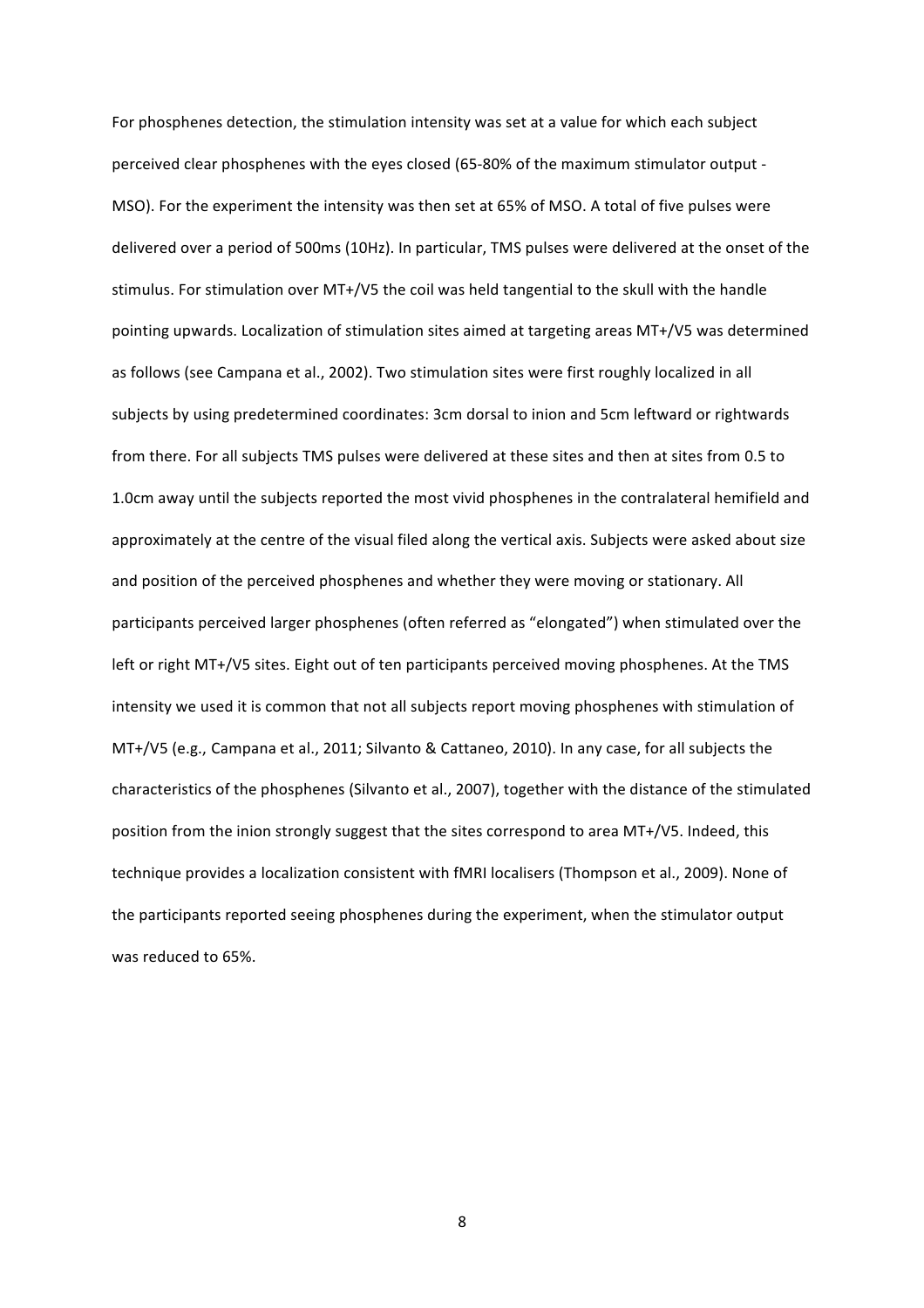For phosphenes detection, the stimulation intensity was set at a value for which each subject perceived clear phosphenes with the eyes closed (65-80% of the maximum stimulator output - MSO). For the experiment the intensity was then set at 65% of MSO. A total of five pulses were delivered over a period of 500ms (10Hz). In particular, TMS pulses were delivered at the onset of the stimulus. For stimulation over MT+/V5 the coil was held tangential to the skull with the handle pointing upwards. Localization of stimulation sites aimed at targeting areas MT+/V5 was determined as follows (see Campana et al., 2002). Two stimulation sites were first roughly localized in all subjects by using predetermined coordinates: 3cm dorsal to inion and 5cm leftward or rightwards from there. For all subjects TMS pulses were delivered at these sites and then at sites from 0.5 to 1.0cm away until the subjects reported the most vivid phosphenes in the contralateral hemifield and approximately at the centre of the visual filed along the vertical axis. Subjects were asked about size and position of the perceived phosphenes and whether they were moving or stationary. All participants perceived larger phosphenes (often referred as "elongated") when stimulated over the left or right MT+/V5 sites. Eight out of ten participants perceived moving phosphenes. At the TMS intensity we used it is common that not all subjects report moving phosphenes with stimulation of MT+/V5 (e.g., Campana et al., 2011; Silvanto & Cattaneo, 2010). In any case, for all subjects the characteristics of the phosphenes (Silvanto et al., 2007), together with the distance of the stimulated position from the inion strongly suggest that the sites correspond to area MT+/V5. Indeed, this technique provides a localization consistent with fMRI localisers (Thompson et al., 2009). None of the participants reported seeing phosphenes during the experiment, when the stimulator output was reduced to 65%.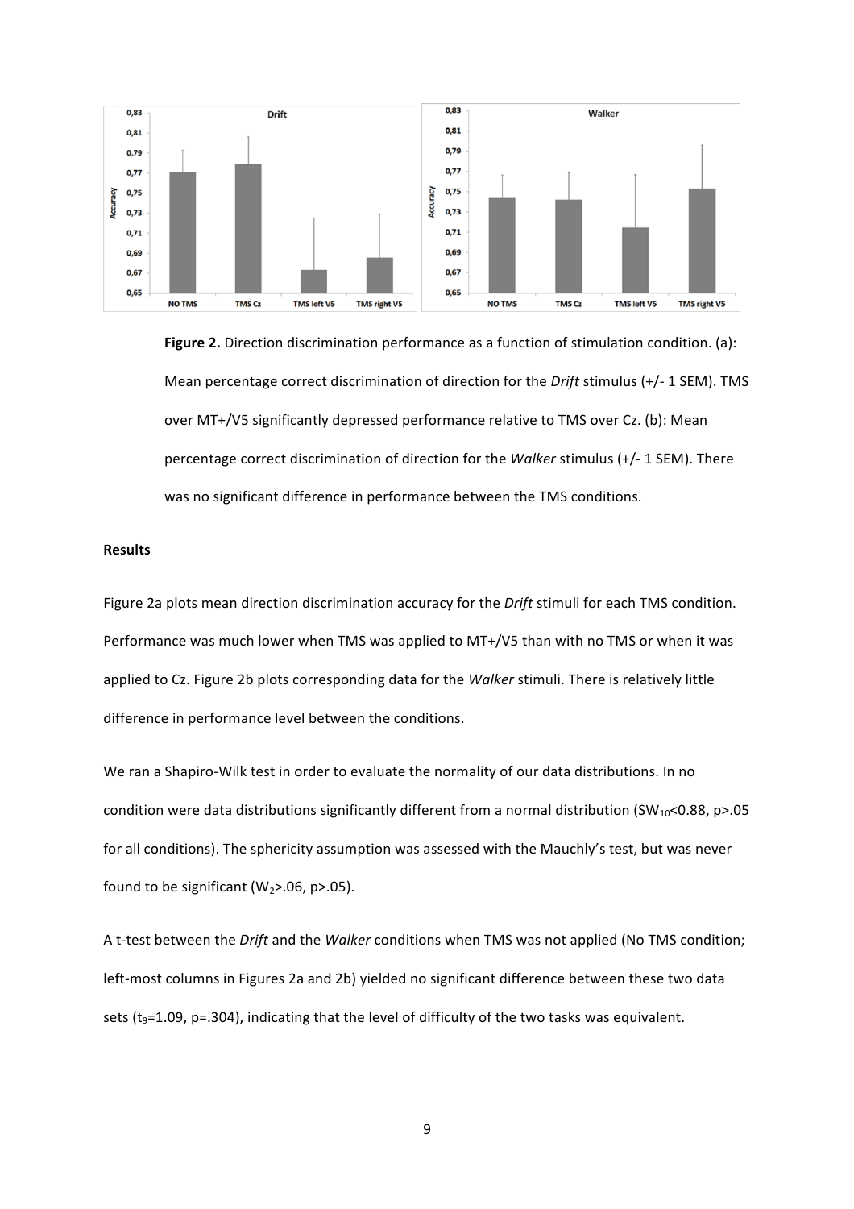**Figure 2.** Direction discrimination performance as a function of stimulation condition. (a): Mean percentage correct discrimination of direction for the *Drift* stimulus (+/- 1 SEM). TMS over MT+/V5 significantly depressed performance relative to TMS over Cz. (b): Mean percentage correct discrimination of direction for the *Walker* stimulus (+/- 1 SEM). There was no significant difference in performance between the TMS conditions.

**Results**

Figure 2a plots mean direction discrimination accuracy for the *Drift* stimuli for each TMS condition. Performance was much lower when TMS was applied to MT+/V5 than with no TMS or when it was applied to Cz. Figure 2b plots corresponding data for the *Walker* stimuli. There is relatively little difference in performance level between the conditions.

We ran a Shapiro-Wilk test in order to evaluate the normality of our data distributions. In no condition were data distributions significantly different from a normal distribution ($SW_{10}<0.88$, $p>.05$ for all conditions). The sphericity assumption was assessed with the Mauchly's test, but was never found to be significant ($W_2>.06$, $p>.05$).

A t-test between the *Drift* and the *Walker* conditions when TMS was not applied (No TMS condition; left-most columns in Figures 2a and 2b) yielded no significant difference between these two data sets ($t_9=1.09$, $p=.304$), indicating that the level of difficulty of the two tasks was equivalent.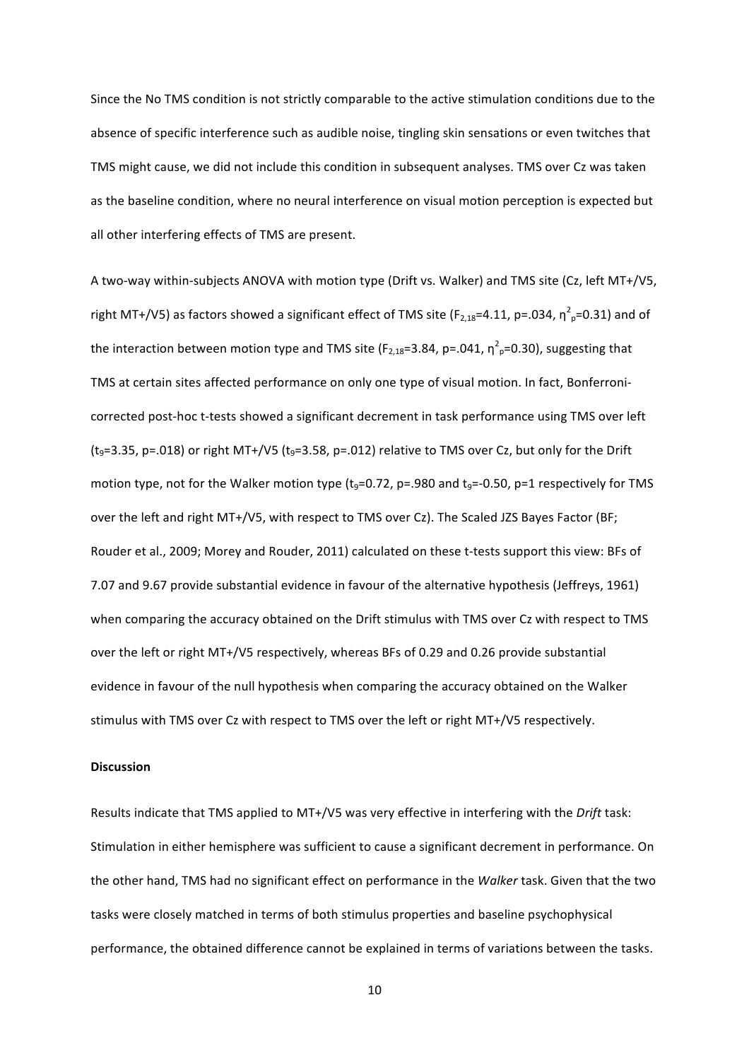Since the No TMS condition is not strictly comparable to the active stimulation conditions due to the absence of specific interference such as audible noise, tingling skin sensations or even twitches that TMS might cause, we did not include this condition in subsequent analyses. TMS over Cz was taken as the baseline condition, where no neural interference on visual motion perception is expected but all other interfering effects of TMS are present.

A two-way within-subjects ANOVA with motion type (Drift vs. Walker) and TMS site (Cz, left MT+/V5, right MT+/V5) as factors showed a significant effect of TMS site ($F_{2,18}$=4.11, p=.034, $\eta^2_p$=0.31) and of the interaction between motion type and TMS site ($F_{2,18}$=3.84, p=.041, $\eta^2_p$=0.30), suggesting that TMS at certain sites affected performance on only one type of visual motion. In fact, Bonferroni-corrected post-hoc t-tests showed a significant decrement in task performance using TMS over left ($t_9$=3.35, p=.018) or right MT+/V5 ($t_9$=3.58, p=.012) relative to TMS over Cz, but only for the Drift motion type, not for the Walker motion type ($t_9$=0.72, p=.980 and $t_9$=-0.50, p=1 respectively for TMS over the left and right MT+/V5, with respect to TMS over Cz). The Scaled JZS Bayes Factor (BF; Rouder et al., 2009; Morey and Rouder, 2011) calculated on these t-tests support this view: BFs of 7.07 and 9.67 provide substantial evidence in favour of the alternative hypothesis (Jeffreys, 1961) when comparing the accuracy obtained on the Drift stimulus with TMS over Cz with respect to TMS over the left or right MT+/V5 respectively, whereas BFs of 0.29 and 0.26 provide substantial evidence in favour of the null hypothesis when comparing the accuracy obtained on the Walker stimulus with TMS over Cz with respect to TMS over the left or right MT+/V5 respectively.

**Discussion**

Results indicate that TMS applied to MT+/V5 was very effective in interfering with the *Drift* task: Stimulation in either hemisphere was sufficient to cause a significant decrement in performance. On the other hand, TMS had no significant effect on performance in the *Walker* task. Given that the two tasks were closely matched in terms of both stimulus properties and baseline psychophysical performance, the obtained difference cannot be explained in terms of variations between the tasks.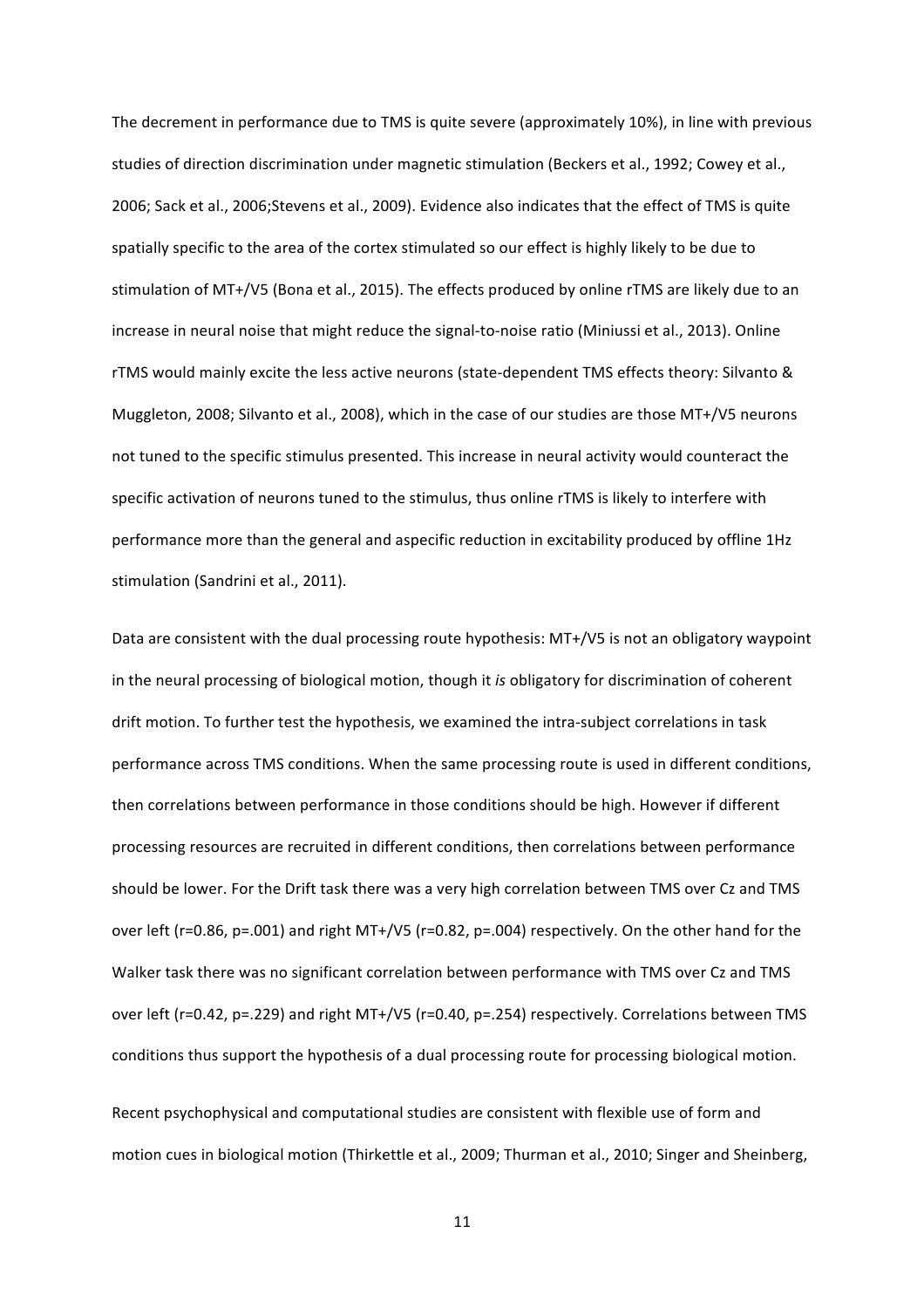The decrement in performance due to TMS is quite severe (approximately 10%), in line with previous studies of direction discrimination under magnetic stimulation (Beckers et al., 1992; Cowey et al., 2006; Sack et al., 2006;Stevens et al., 2009). Evidence also indicates that the effect of TMS is quite spatially specific to the area of the cortex stimulated so our effect is highly likely to be due to stimulation of MT+/V5 (Bona et al., 2015). The effects produced by online rTMS are likely due to an increase in neural noise that might reduce the signal-to-noise ratio (Miniussi et al., 2013). Online rTMS would mainly excite the less active neurons (state-dependent TMS effects theory: Silvanto & Muggleton, 2008; Silvanto et al., 2008), which in the case of our studies are those MT+/V5 neurons not tuned to the specific stimulus presented. This increase in neural activity would counteract the specific activation of neurons tuned to the stimulus, thus online rTMS is likely to interfere with performance more than the general and aspecific reduction in excitability produced by offline 1Hz stimulation (Sandrini et al., 2011).

Data are consistent with the dual processing route hypothesis: MT+/V5 is not an obligatory waypoint in the neural processing of biological motion, though it *is* obligatory for discrimination of coherent drift motion. To further test the hypothesis, we examined the intra-subject correlations in task performance across TMS conditions. When the same processing route is used in different conditions, then correlations between performance in those conditions should be high. However if different processing resources are recruited in different conditions, then correlations between performance should be lower. For the Drift task there was a very high correlation between TMS over Cz and TMS over left ($r=0.86$, $p=.001$) and right MT+/V5 ($r=0.82$, $p=.004$) respectively. On the other hand for the Walker task there was no significant correlation between performance with TMS over Cz and TMS over left ($r=0.42$, $p=.229$) and right MT+/V5 ($r=0.40$, $p=.254$) respectively. Correlations between TMS conditions thus support the hypothesis of a dual processing route for processing biological motion.

Recent psychophysical and computational studies are consistent with flexible use of form and motion cues in biological motion (Thirkettle et al., 2009; Thurman et al., 2010; Singer and Sheinberg,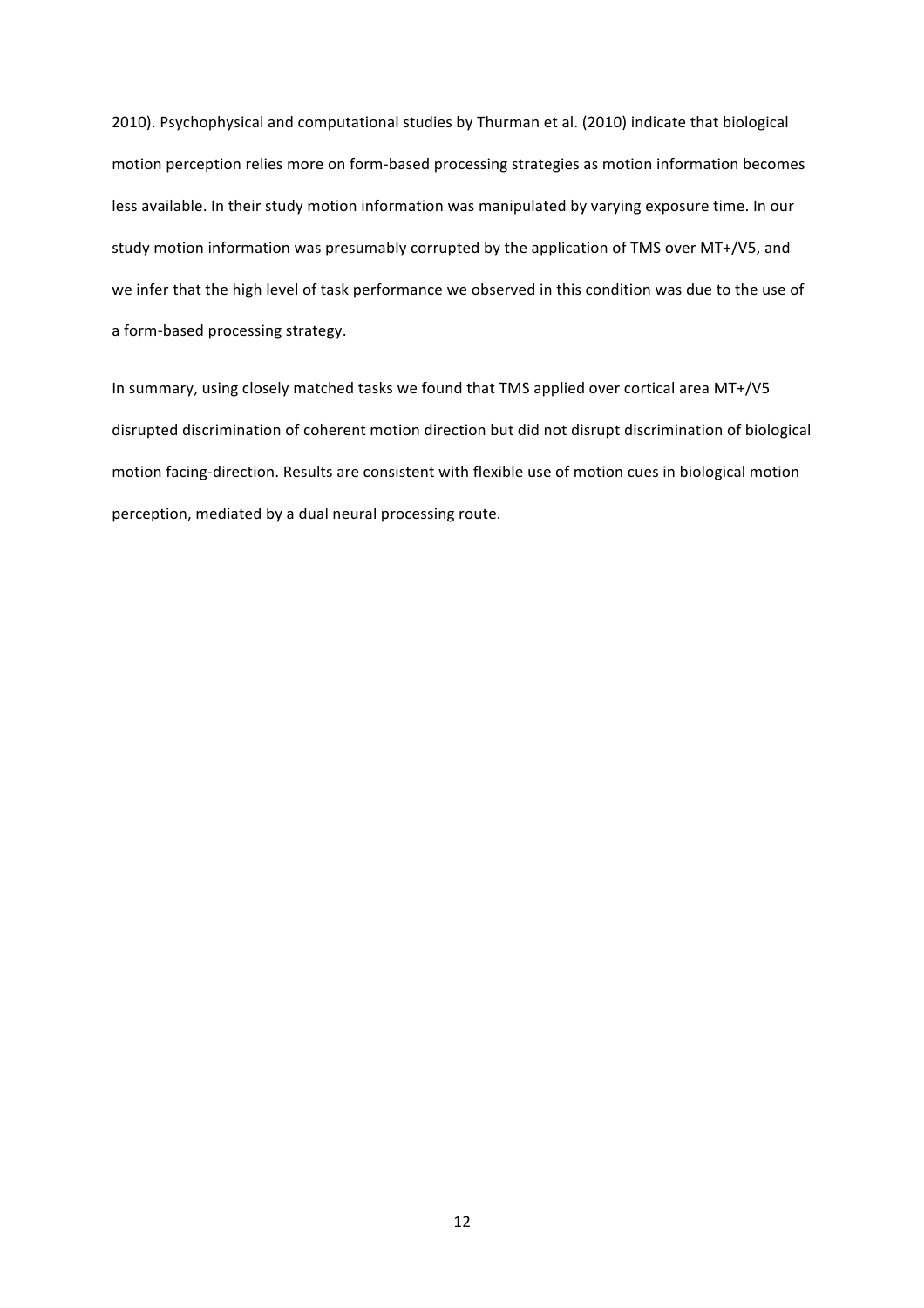2010). Psychophysical and computational studies by Thurman et al. (2010) indicate that biological motion perception relies more on form-based processing strategies as motion information becomes less available. In their study motion information was manipulated by varying exposure time. In our study motion information was presumably corrupted by the application of TMS over MT+/V5, and we infer that the high level of task performance we observed in this condition was due to the use of a form-based processing strategy.

In summary, using closely matched tasks we found that TMS applied over cortical area MT+/V5 disrupted discrimination of coherent motion direction but did not disrupt discrimination of biological motion facing-direction. Results are consistent with flexible use of motion cues in biological motion perception, mediated by a dual neural processing route.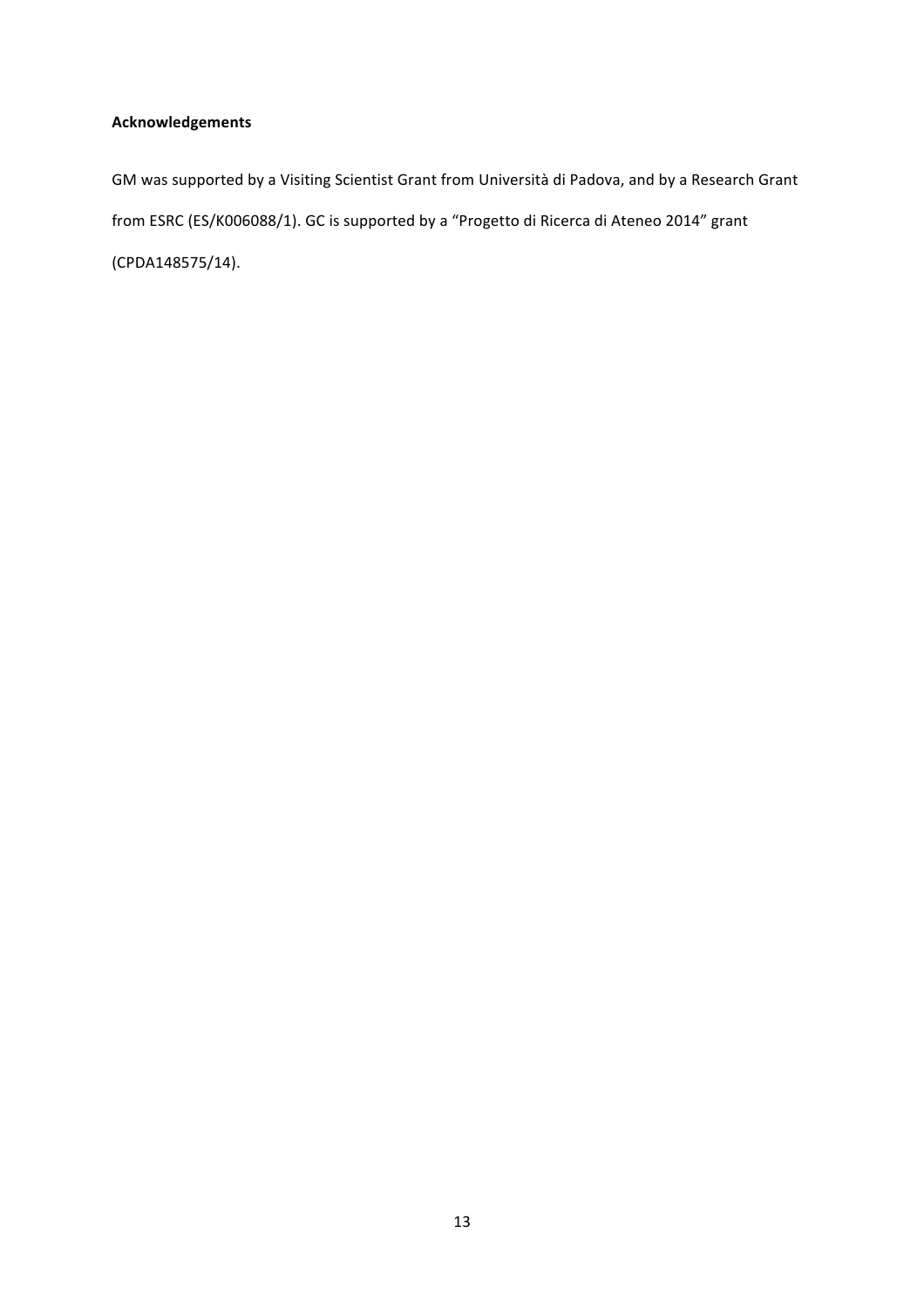**Acknowledgements**

GM was supported by a Visiting Scientist Grant from Università di Padova, and by a Research Grant from ESRC (ES/K006088/1). GC is supported by a "Progetto di Ricerca di Ateneo 2014" grant (CPDA148575/14).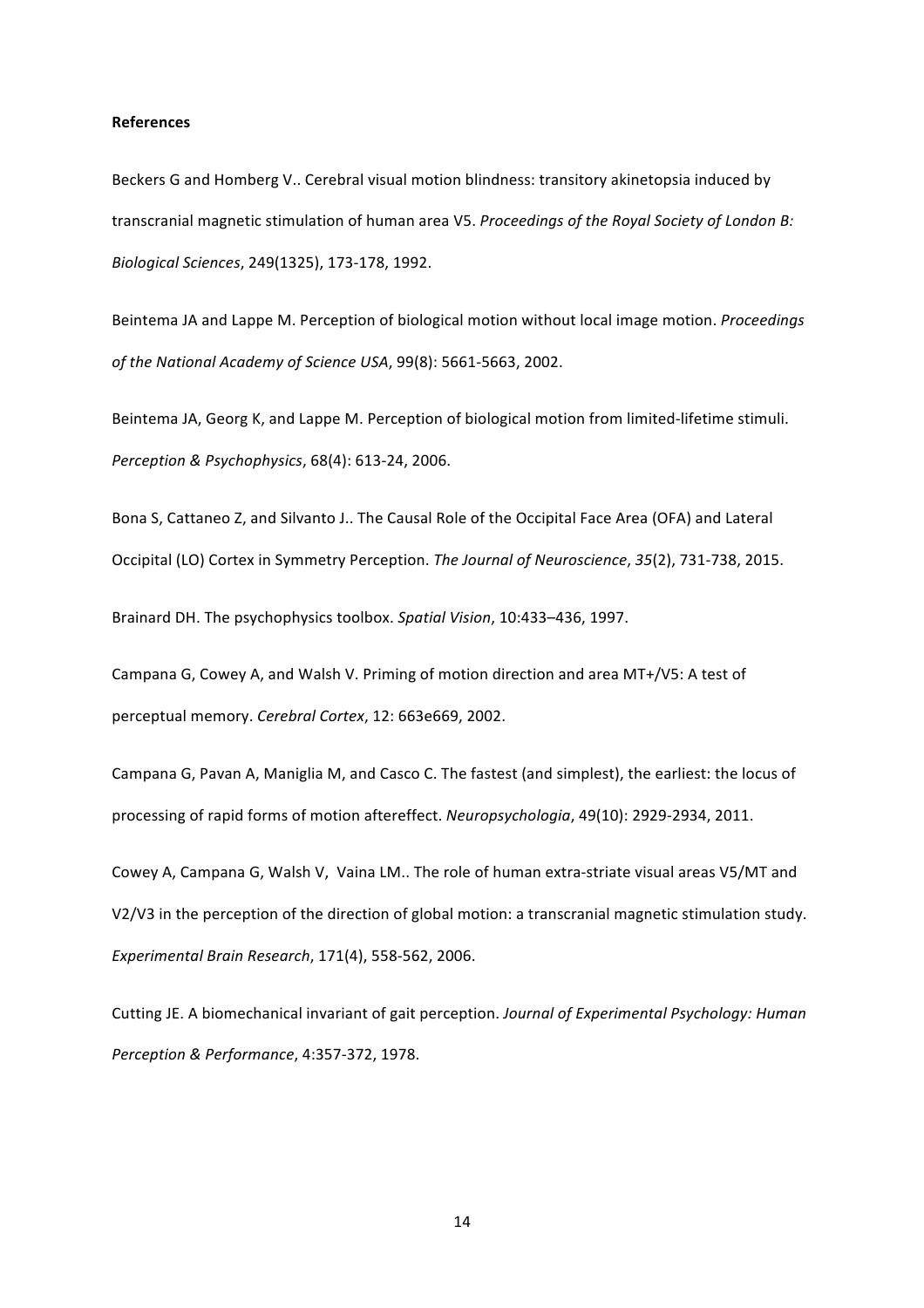**References**

Beckers G and Homberg V.. Cerebral visual motion blindness: transitory akinetopsia induced by transcranial magnetic stimulation of human area V5. *Proceedings of the Royal Society of London B: Biological Sciences*, 249(1325), 173-178, 1992.

Beintema JA and Lappe M. Perception of biological motion without local image motion. *Proceedings of the National Academy of Science USA*, 99(8): 5661-5663, 2002.

Beintema JA, Georg K, and Lappe M. Perception of biological motion from limited-lifetime stimuli. *Perception & Psychophysics*, 68(4): 613-24, 2006.

Bona S, Cattaneo Z, and Silvanto J.. The Causal Role of the Occipital Face Area (OFA) and Lateral Occipital (LO) Cortex in Symmetry Perception. *The Journal of Neuroscience*, *35*(2), 731-738, 2015.

Brainard DH. The psychophysics toolbox. *Spatial Vision*, 10:433–436, 1997.

Campana G, Cowey A, and Walsh V. Priming of motion direction and area MT+/V5: A test of perceptual memory. *Cerebral Cortex*, 12: 663e669, 2002.

Campana G, Pavan A, Maniglia M, and Casco C. The fastest (and simplest), the earliest: the locus of processing of rapid forms of motion aftereffect. *Neuropsychologia*, 49(10): 2929-2934, 2011.

Cowey A, Campana G, Walsh V, Vaina LM.. The role of human extra-striate visual areas V5/MT and V2/V3 in the perception of the direction of global motion: a transcranial magnetic stimulation study. *Experimental Brain Research*, 171(4), 558-562, 2006.

Cutting JE. A biomechanical invariant of gait perception. *Journal of Experimental Psychology: Human Perception & Performance*, 4:357-372, 1978.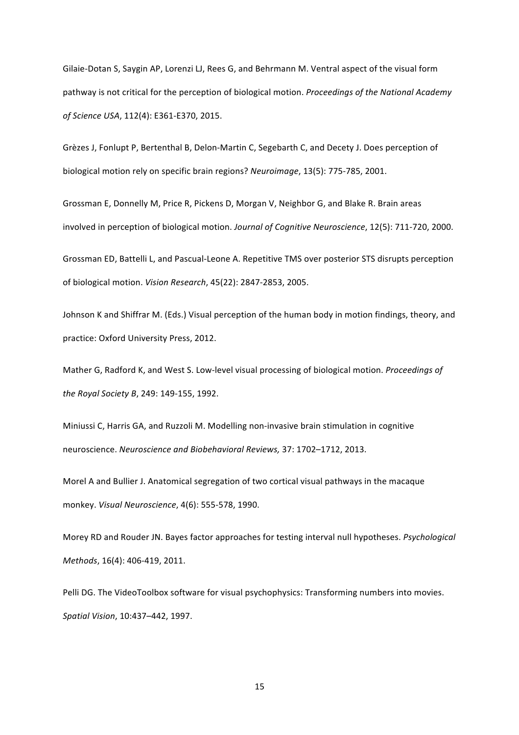Gilaie-Dotan S, Saygin AP, Lorenzi LJ, Rees G, and Behrmann M. Ventral aspect of the visual form pathway is not critical for the perception of biological motion. *Proceedings of the National Academy of Science USA*, 112(4): E361-E370, 2015.

Grèzes J, Fonlupt P, Bertenthal B, Delon-Martin C, Segebarth C, and Decety J. Does perception of biological motion rely on specific brain regions? *Neuroimage*, 13(5): 775-785, 2001.

Grossman E, Donnelly M, Price R, Pickens D, Morgan V, Neighbor G, and Blake R. Brain areas involved in perception of biological motion. *Journal of Cognitive Neuroscience*, 12(5): 711-720, 2000.

Grossman ED, Battelli L, and Pascual-Leone A. Repetitive TMS over posterior STS disrupts perception of biological motion. *Vision Research*, 45(22): 2847-2853, 2005.

Johnson K and Shiffrar M. (Eds.) Visual perception of the human body in motion findings, theory, and practice: Oxford University Press, 2012.

Mather G, Radford K, and West S. Low-level visual processing of biological motion. *Proceedings of the Royal Society B*, 249: 149-155, 1992.

Miniussi C, Harris GA, and Ruzzoli M. Modelling non-invasive brain stimulation in cognitive neuroscience. *Neuroscience and Biobehavioral Reviews,* 37: 1702–1712, 2013.

Morel A and Bullier J. Anatomical segregation of two cortical visual pathways in the macaque monkey. *Visual Neuroscience*, 4(6): 555-578, 1990.

Morey RD and Rouder JN. Bayes factor approaches for testing interval null hypotheses. *Psychological Methods*, 16(4): 406-419, 2011.

Pelli DG. The VideoToolbox software for visual psychophysics: Transforming numbers into movies. *Spatial Vision*, 10:437–442, 1997.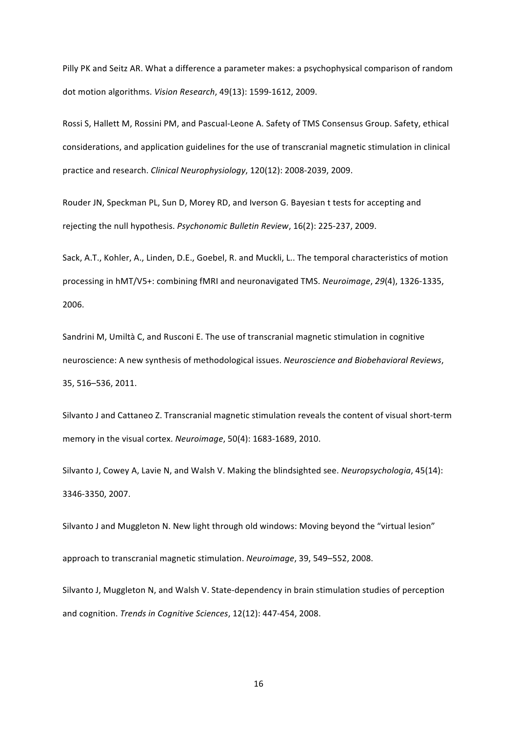Pilly PK and Seitz AR. What a difference a parameter makes: a psychophysical comparison of random dot motion algorithms. *Vision Research*, 49(13): 1599-1612, 2009.

Rossi S, Hallett M, Rossini PM, and Pascual-Leone A. Safety of TMS Consensus Group. Safety, ethical considerations, and application guidelines for the use of transcranial magnetic stimulation in clinical practice and research. *Clinical Neurophysiology*, 120(12): 2008-2039, 2009.

Rouder JN, Speckman PL, Sun D, Morey RD, and Iverson G. Bayesian t tests for accepting and rejecting the null hypothesis. *Psychonomic Bulletin Review*, 16(2): 225-237, 2009.

Sack, A.T., Kohler, A., Linden, D.E., Goebel, R. and Muckli, L.. The temporal characteristics of motion processing in hMT/V5+: combining fMRI and neuronavigated TMS. *Neuroimage*, *29*(4), 1326-1335, 2006.

Sandrini M, Umiltà C, and Rusconi E. The use of transcranial magnetic stimulation in cognitive neuroscience: A new synthesis of methodological issues. *Neuroscience and Biobehavioral Reviews*, 35, 516–536, 2011.

Silvanto J and Cattaneo Z. Transcranial magnetic stimulation reveals the content of visual short-term memory in the visual cortex. *Neuroimage*, 50(4): 1683-1689, 2010.

Silvanto J, Cowey A, Lavie N, and Walsh V. Making the blindsighted see. *Neuropsychologia*, 45(14): 3346-3350, 2007.

Silvanto J and Muggleton N. New light through old windows: Moving beyond the "virtual lesion" approach to transcranial magnetic stimulation. *Neuroimage*, 39, 549–552, 2008.

Silvanto J, Muggleton N, and Walsh V. State-dependency in brain stimulation studies of perception and cognition. *Trends in Cognitive Sciences*, 12(12): 447-454, 2008.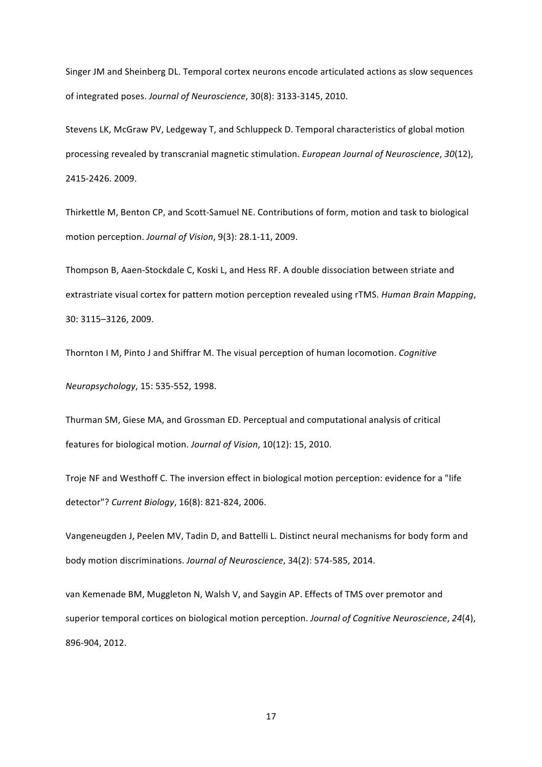Singer JM and Sheinberg DL. Temporal cortex neurons encode articulated actions as slow sequences of integrated poses. *Journal of Neuroscience*, 30(8): 3133-3145, 2010.

Stevens LK, McGraw PV, Ledgeway T, and Schluppeck D. Temporal characteristics of global motion processing revealed by transcranial magnetic stimulation. *European Journal of Neuroscience*, *30*(12), 2415-2426. 2009.

Thirkettle M, Benton CP, and Scott-Samuel NE. Contributions of form, motion and task to biological motion perception. *Journal of Vision*, 9(3): 28.1-11, 2009.

Thompson B, Aaen-Stockdale C, Koski L, and Hess RF. A double dissociation between striate and extrastriate visual cortex for pattern motion perception revealed using rTMS. *Human Brain Mapping*, 30: 3115–3126, 2009.

Thornton I M, Pinto J and Shiffrar M. The visual perception of human locomotion. *Cognitive Neuropsychology*, 15: 535-552, 1998.

Thurman SM, Giese MA, and Grossman ED. Perceptual and computational analysis of critical features for biological motion. *Journal of Vision*, 10(12): 15, 2010.

Troje NF and Westhoff C. The inversion effect in biological motion perception: evidence for a "life detector"? *Current Biology*, 16(8): 821-824, 2006.

Vangeneugden J, Peelen MV, Tadin D, and Battelli L. Distinct neural mechanisms for body form and body motion discriminations. *Journal of Neuroscience*, 34(2): 574-585, 2014.

van Kemenade BM, Muggleton N, Walsh V, and Saygin AP. Effects of TMS over premotor and superior temporal cortices on biological motion perception. *Journal of Cognitive Neuroscience*, *24*(4), 896-904, 2012.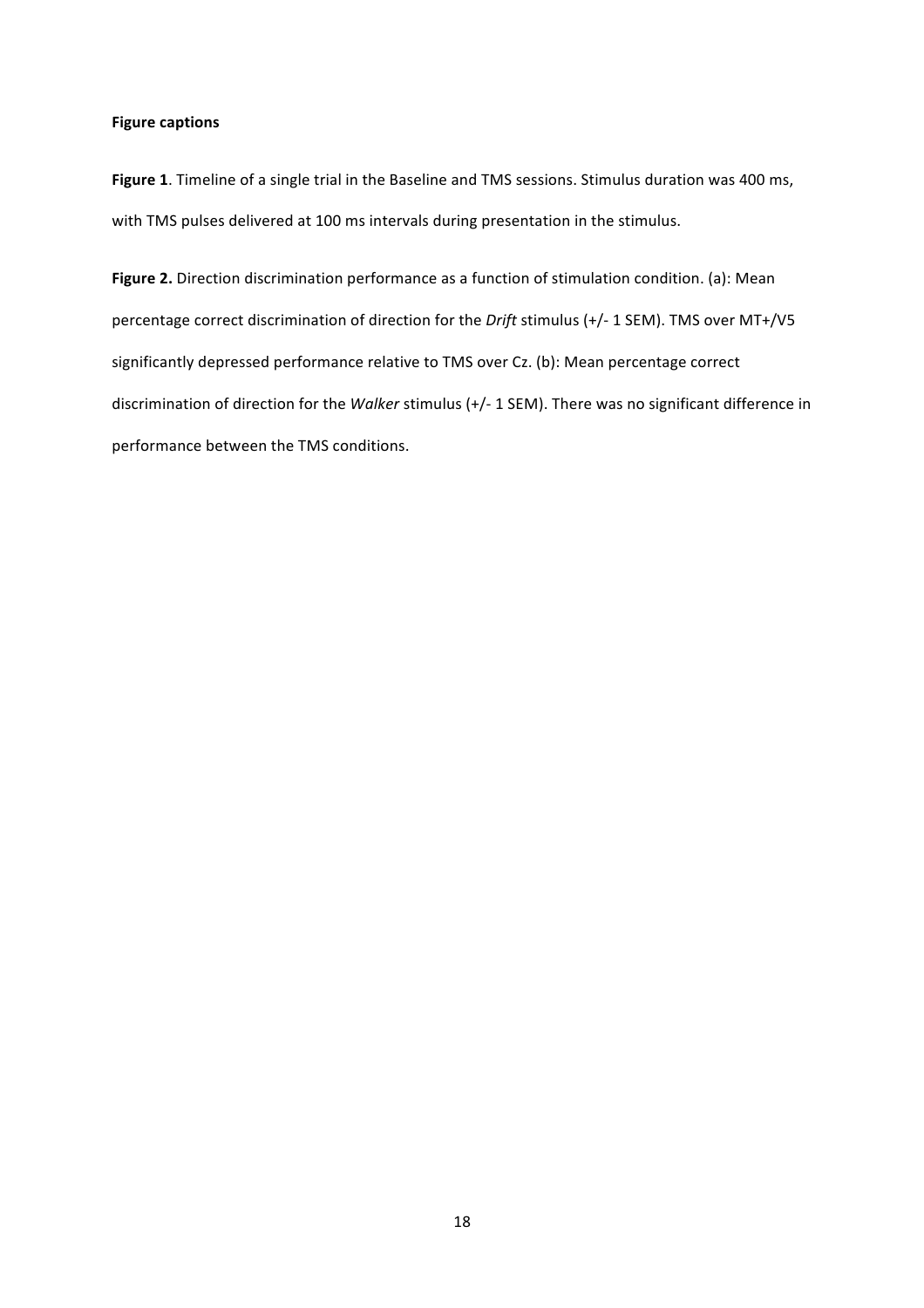**Figure captions**

**Figure 1**. Timeline of a single trial in the Baseline and TMS sessions. Stimulus duration was 400 ms, with TMS pulses delivered at 100 ms intervals during presentation in the stimulus.

**Figure 2.** Direction discrimination performance as a function of stimulation condition. (a): Mean percentage correct discrimination of direction for the *Drift* stimulus (+/- 1 SEM). TMS over MT+/V5 significantly depressed performance relative to TMS over Cz. (b): Mean percentage correct discrimination of direction for the *Walker* stimulus (+/- 1 SEM). There was no significant difference in performance between the TMS conditions.